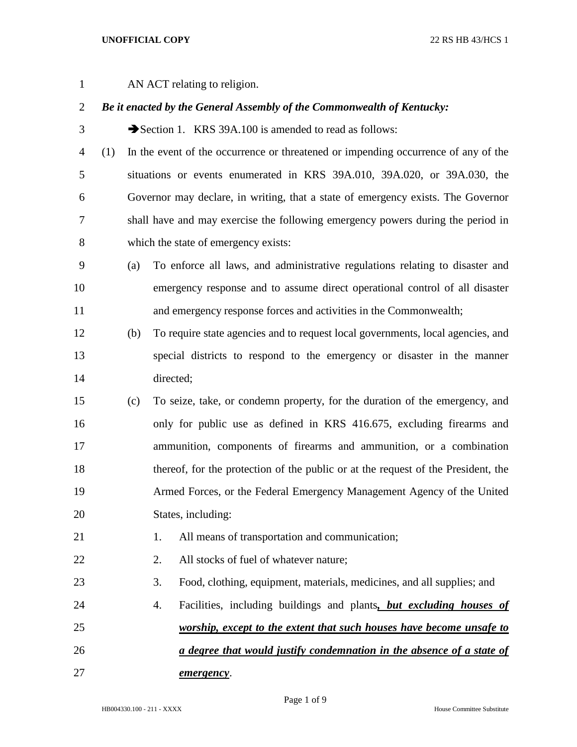AN ACT relating to religion.

***Be it enacted by the General Assembly of the Commonwealth of Kentucky:***

➔Section 1. KRS 39A.100 is amended to read as follows:

(1) In the event of the occurrence or threatened or impending occurrence of any of the situations or events enumerated in KRS 39A.010, 39A.020, or 39A.030, the Governor may declare, in writing, that a state of emergency exists. The Governor shall have and may exercise the following emergency powers during the period in which the state of emergency exists:

   (a) To enforce all laws, and administrative regulations relating to disaster and emergency response and to assume direct operational control of all disaster and emergency response forces and activities in the Commonwealth;

   (b) To require state agencies and to request local governments, local agencies, and special districts to respond to the emergency or disaster in the manner directed;

   (c) To seize, take, or condemn property, for the duration of the emergency, and only for public use as defined in KRS 416.675, excluding firearms and ammunition, components of firearms and ammunition, or a combination thereof, for the protection of the public or at the request of the President, the Armed Forces, or the Federal Emergency Management Agency of the United States, including:

      1. All means of transportation and communication;

      2. All stocks of fuel of whatever nature;

      3. Food, clothing, equipment, materials, medicines, and all supplies; and

      4. Facilities, including buildings and plants***<u>, but excluding houses of worship, except to the extent that such houses have become unsafe to a degree that would justify condemnation in the absence of a state of emergency</u>***.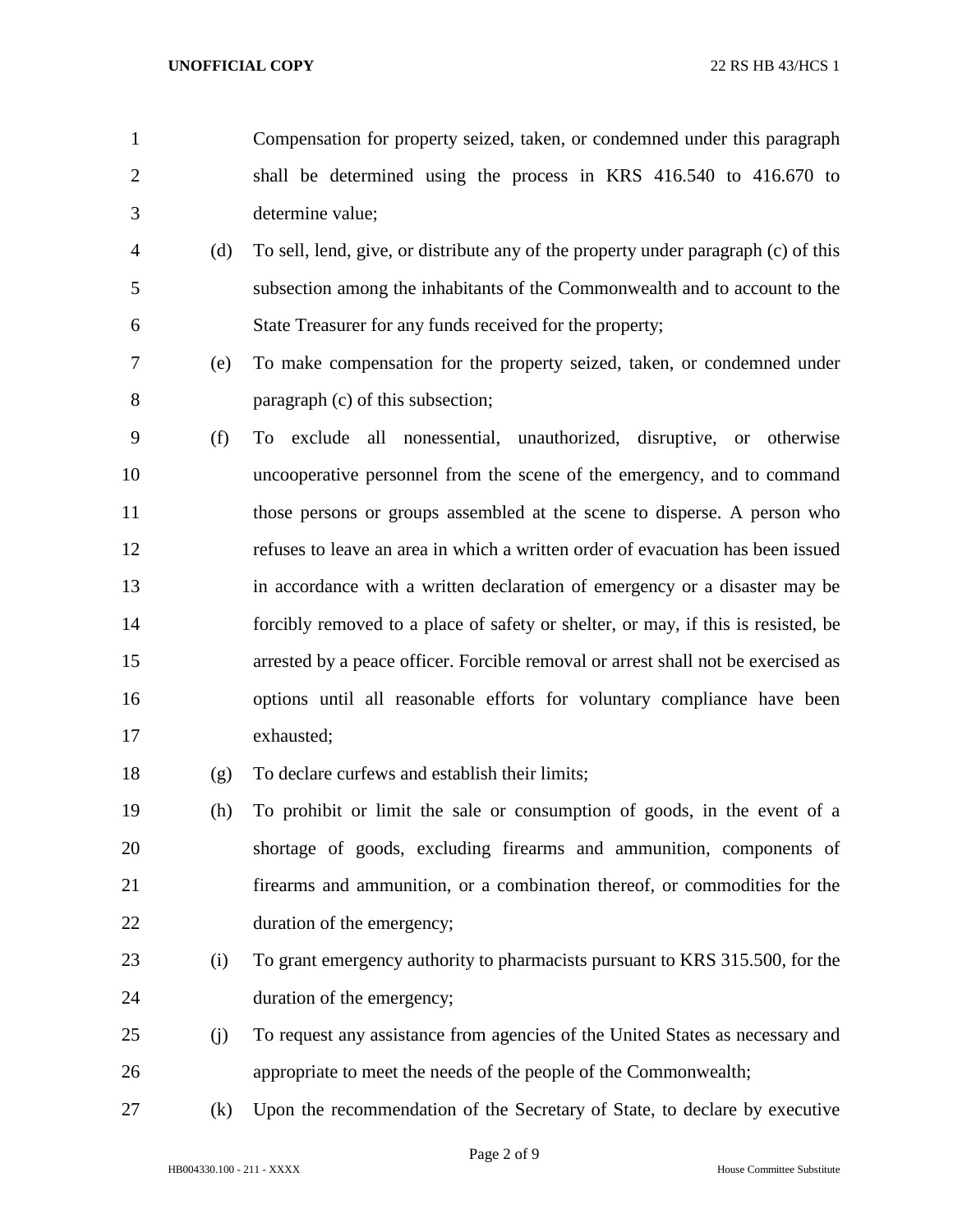Compensation for property seized, taken, or condemned under this paragraph shall be determined using the process in KRS 416.540 to 416.670 to determine value;

(d) To sell, lend, give, or distribute any of the property under paragraph (c) of this subsection among the inhabitants of the Commonwealth and to account to the State Treasurer for any funds received for the property;

(e) To make compensation for the property seized, taken, or condemned under paragraph (c) of this subsection;

(f) To exclude all nonessential, unauthorized, disruptive, or otherwise uncooperative personnel from the scene of the emergency, and to command those persons or groups assembled at the scene to disperse. A person who refuses to leave an area in which a written order of evacuation has been issued in accordance with a written declaration of emergency or a disaster may be forcibly removed to a place of safety or shelter, or may, if this is resisted, be arrested by a peace officer. Forcible removal or arrest shall not be exercised as options until all reasonable efforts for voluntary compliance have been exhausted;

(g) To declare curfews and establish their limits;

(h) To prohibit or limit the sale or consumption of goods, in the event of a shortage of goods, excluding firearms and ammunition, components of firearms and ammunition, or a combination thereof, or commodities for the duration of the emergency;

(i) To grant emergency authority to pharmacists pursuant to KRS 315.500, for the duration of the emergency;

(j) To request any assistance from agencies of the United States as necessary and appropriate to meet the needs of the people of the Commonwealth;

(k) Upon the recommendation of the Secretary of State, to declare by executive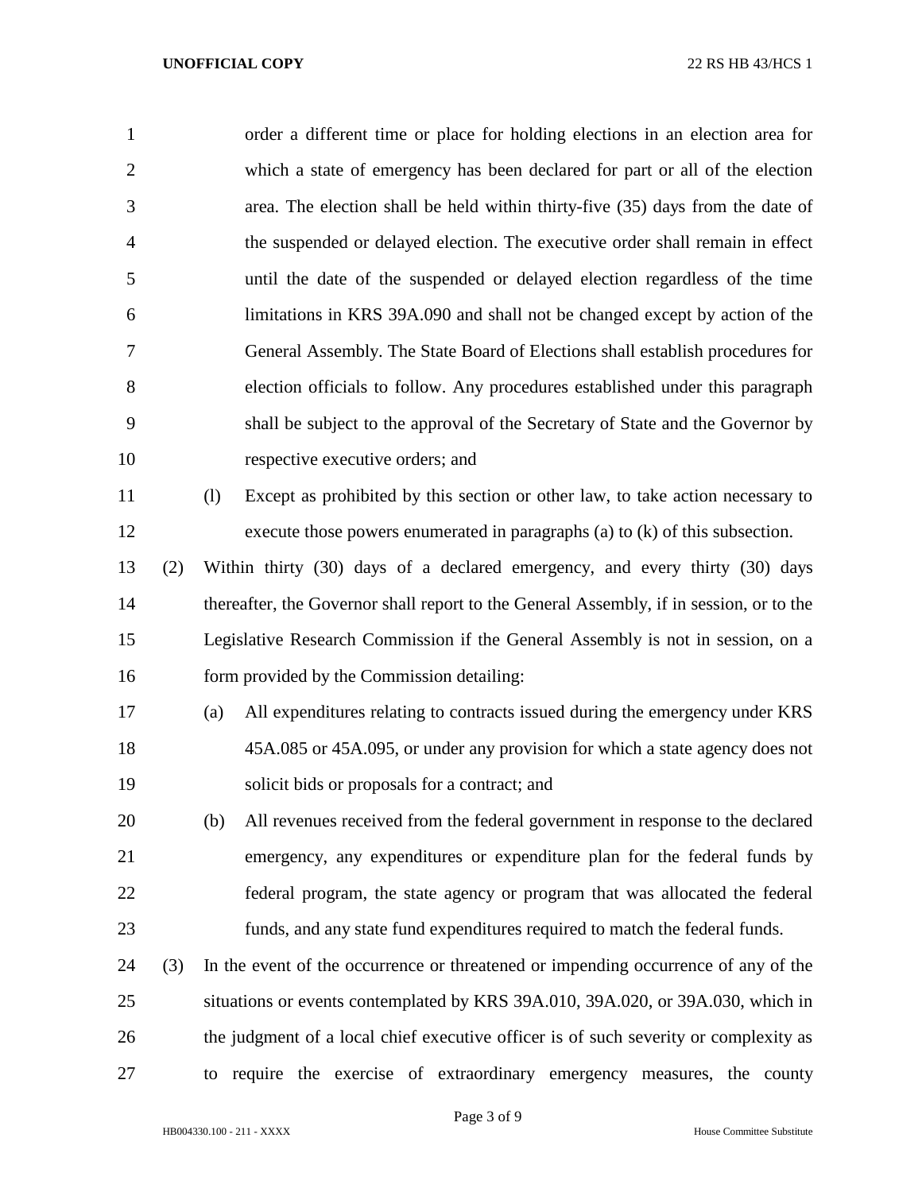order a different time or place for holding elections in an election area for which a state of emergency has been declared for part or all of the election area. The election shall be held within thirty-five (35) days from the date of the suspended or delayed election. The executive order shall remain in effect until the date of the suspended or delayed election regardless of the time limitations in KRS 39A.090 and shall not be changed except by action of the General Assembly. The State Board of Elections shall establish procedures for election officials to follow. Any procedures established under this paragraph shall be subject to the approval of the Secretary of State and the Governor by respective executive orders; and

(l) Except as prohibited by this section or other law, to take action necessary to execute those powers enumerated in paragraphs (a) to (k) of this subsection.

(2) Within thirty (30) days of a declared emergency, and every thirty (30) days thereafter, the Governor shall report to the General Assembly, if in session, or to the Legislative Research Commission if the General Assembly is not in session, on a form provided by the Commission detailing:

(a) All expenditures relating to contracts issued during the emergency under KRS 45A.085 or 45A.095, or under any provision for which a state agency does not solicit bids or proposals for a contract; and

(b) All revenues received from the federal government in response to the declared emergency, any expenditures or expenditure plan for the federal funds by federal program, the state agency or program that was allocated the federal funds, and any state fund expenditures required to match the federal funds.

(3) In the event of the occurrence or threatened or impending occurrence of any of the situations or events contemplated by KRS 39A.010, 39A.020, or 39A.030, which in the judgment of a local chief executive officer is of such severity or complexity as to require the exercise of extraordinary emergency measures, the county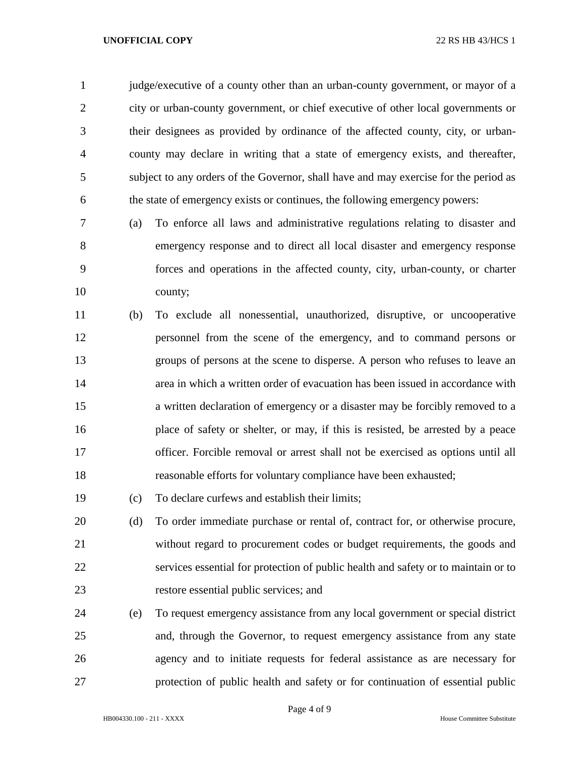judge/executive of a county other than an urban-county government, or mayor of a city or urban-county government, or chief executive of other local governments or their designees as provided by ordinance of the affected county, city, or urban-county may declare in writing that a state of emergency exists, and thereafter, subject to any orders of the Governor, shall have and may exercise for the period as the state of emergency exists or continues, the following emergency powers:

(a) To enforce all laws and administrative regulations relating to disaster and emergency response and to direct all local disaster and emergency response forces and operations in the affected county, city, urban-county, or charter county;

(b) To exclude all nonessential, unauthorized, disruptive, or uncooperative personnel from the scene of the emergency, and to command persons or groups of persons at the scene to disperse. A person who refuses to leave an area in which a written order of evacuation has been issued in accordance with a written declaration of emergency or a disaster may be forcibly removed to a place of safety or shelter, or may, if this is resisted, be arrested by a peace officer. Forcible removal or arrest shall not be exercised as options until all reasonable efforts for voluntary compliance have been exhausted;

(c) To declare curfews and establish their limits;

(d) To order immediate purchase or rental of, contract for, or otherwise procure, without regard to procurement codes or budget requirements, the goods and services essential for protection of public health and safety or to maintain or to restore essential public services; and

(e) To request emergency assistance from any local government or special district and, through the Governor, to request emergency assistance from any state agency and to initiate requests for federal assistance as are necessary for protection of public health and safety or for continuation of essential public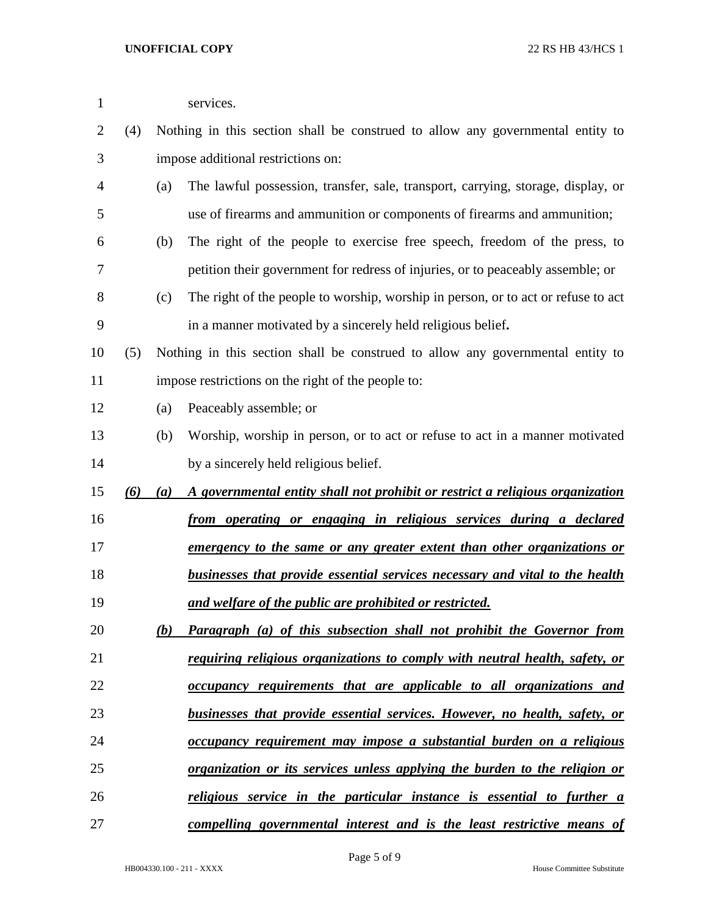services.

(4) Nothing in this section shall be construed to allow any governmental entity to impose additional restrictions on:

(a) The lawful possession, transfer, sale, transport, carrying, storage, display, or use of firearms and ammunition or components of firearms and ammunition;

(b) The right of the people to exercise free speech, freedom of the press, to petition their government for redress of injuries, or to peaceably assemble; or

(c) The right of the people to worship, worship in person, or to act or refuse to act in a manner motivated by a sincerely held religious belief**.**

(5) Nothing in this section shall be construed to allow any governmental entity to impose restrictions on the right of the people to:

(a) Peaceably assemble; or

(b) Worship, worship in person, or to act or refuse to act in a manner motivated by a sincerely held religious belief.

***<u>(6) (a) A governmental entity shall not prohibit or restrict a religious organization from operating or engaging in religious services during a declared emergency to the same or any greater extent than other organizations or businesses that provide essential services necessary and vital to the health and welfare of the public are prohibited or restricted.</u>***

***<u>(b) Paragraph (a) of this subsection shall not prohibit the Governor from requiring religious organizations to comply with neutral health, safety, or occupancy requirements that are applicable to all organizations and businesses that provide essential services. However, no health, safety, or occupancy requirement may impose a substantial burden on a religious organization or its services unless applying the burden to the religion or religious service in the particular instance is essential to further a compelling governmental interest and is the least restrictive means of</u>***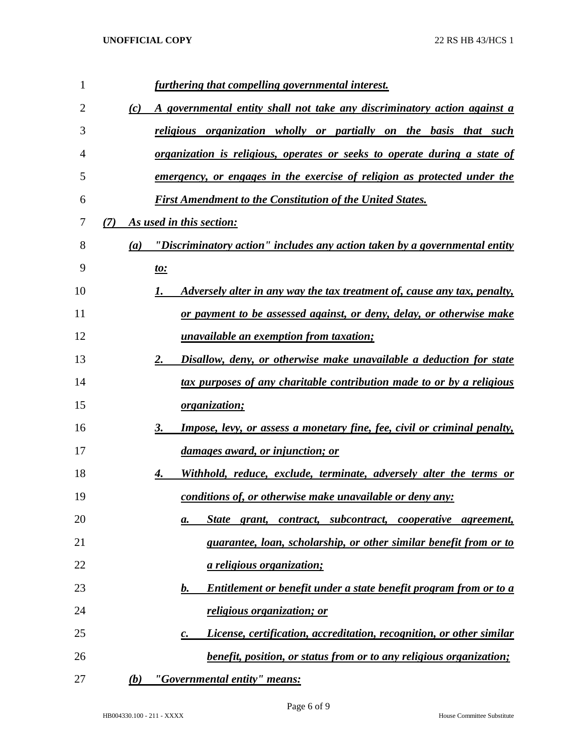*furthering that compelling governmental interest.*

*(c) A governmental entity shall not take any discriminatory action against a religious organization wholly or partially on the basis that such organization is religious, operates or seeks to operate during a state of emergency, or engages in the exercise of religion as protected under the First Amendment to the Constitution of the United States.*

*(7) As used in this section:*

*(a) "Discriminatory action" includes any action taken by a governmental entity to:*

*1. Adversely alter in any way the tax treatment of, cause any tax, penalty, or payment to be assessed against, or deny, delay, or otherwise make unavailable an exemption from taxation;*

*2. Disallow, deny, or otherwise make unavailable a deduction for state tax purposes of any charitable contribution made to or by a religious organization;*

*3. Impose, levy, or assess a monetary fine, fee, civil or criminal penalty, damages award, or injunction; or*

*4. Withhold, reduce, exclude, terminate, adversely alter the terms or conditions of, or otherwise make unavailable or deny any:*

*a. State grant, contract, subcontract, cooperative agreement, guarantee, loan, scholarship, or other similar benefit from or to a religious organization;*

*b. Entitlement or benefit under a state benefit program from or to a religious organization; or*

*c. License, certification, accreditation, recognition, or other similar benefit, position, or status from or to any religious organization;*

*(b) "Governmental entity" means:*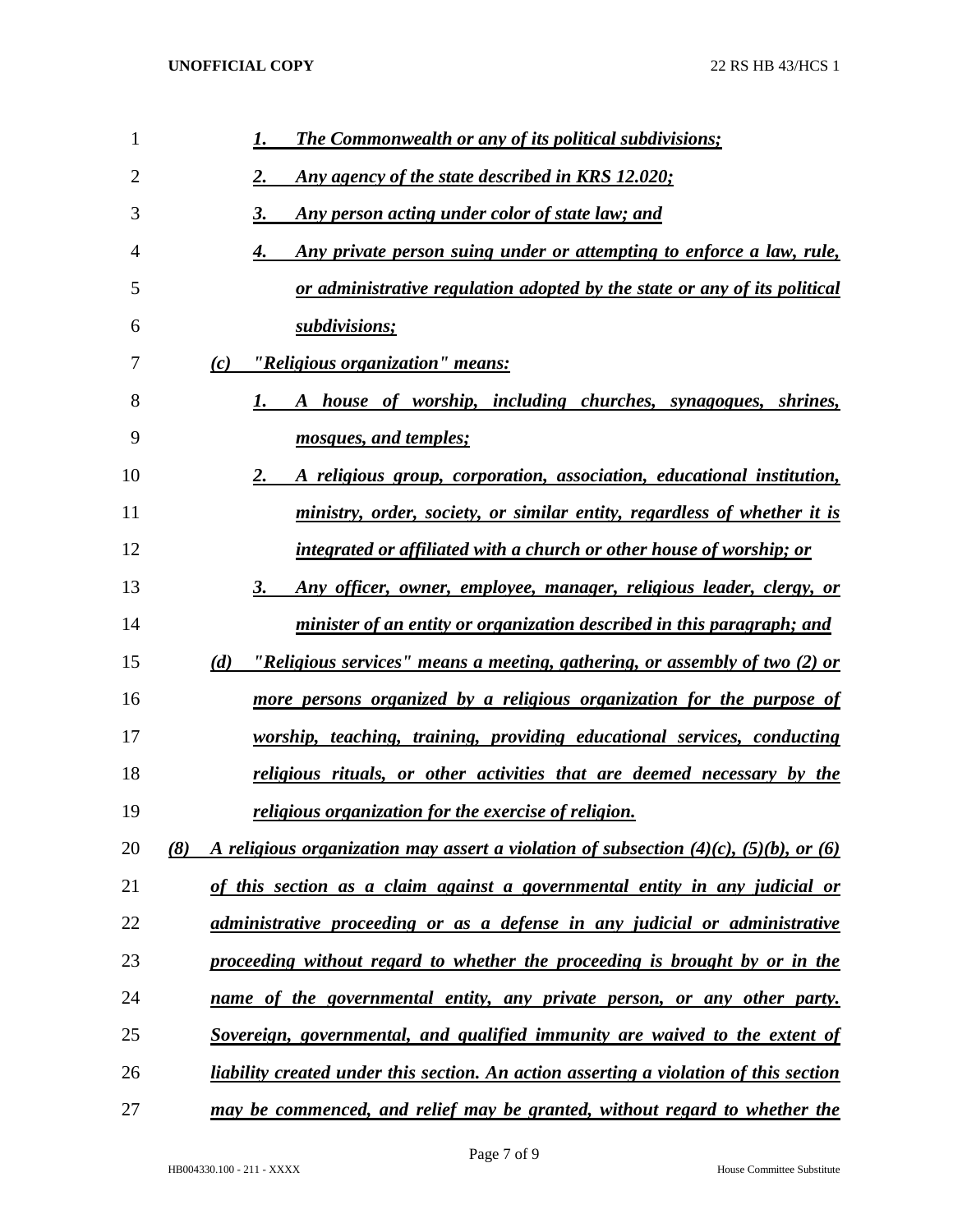*1. The Commonwealth or any of its political subdivisions;*

*2. Any agency of the state described in KRS 12.020;*

*3. Any person acting under color of state law; and*

*4. Any private person suing under or attempting to enforce a law, rule, or administrative regulation adopted by the state or any of its political subdivisions;*

*(c) "Religious organization" means:*

*1. A house of worship, including churches, synagogues, shrines, mosques, and temples;*

*2. A religious group, corporation, association, educational institution, ministry, order, society, or similar entity, regardless of whether it is integrated or affiliated with a church or other house of worship; or*

*3. Any officer, owner, employee, manager, religious leader, clergy, or minister of an entity or organization described in this paragraph; and*

*(d) "Religious services" means a meeting, gathering, or assembly of two (2) or more persons organized by a religious organization for the purpose of worship, teaching, training, providing educational services, conducting religious rituals, or other activities that are deemed necessary by the religious organization for the exercise of religion.*

*(8) A religious organization may assert a violation of subsection (4)(c), (5)(b), or (6) of this section as a claim against a governmental entity in any judicial or administrative proceeding or as a defense in any judicial or administrative proceeding without regard to whether the proceeding is brought by or in the name of the governmental entity, any private person, or any other party. Sovereign, governmental, and qualified immunity are waived to the extent of liability created under this section. An action asserting a violation of this section may be commenced, and relief may be granted, without regard to whether the*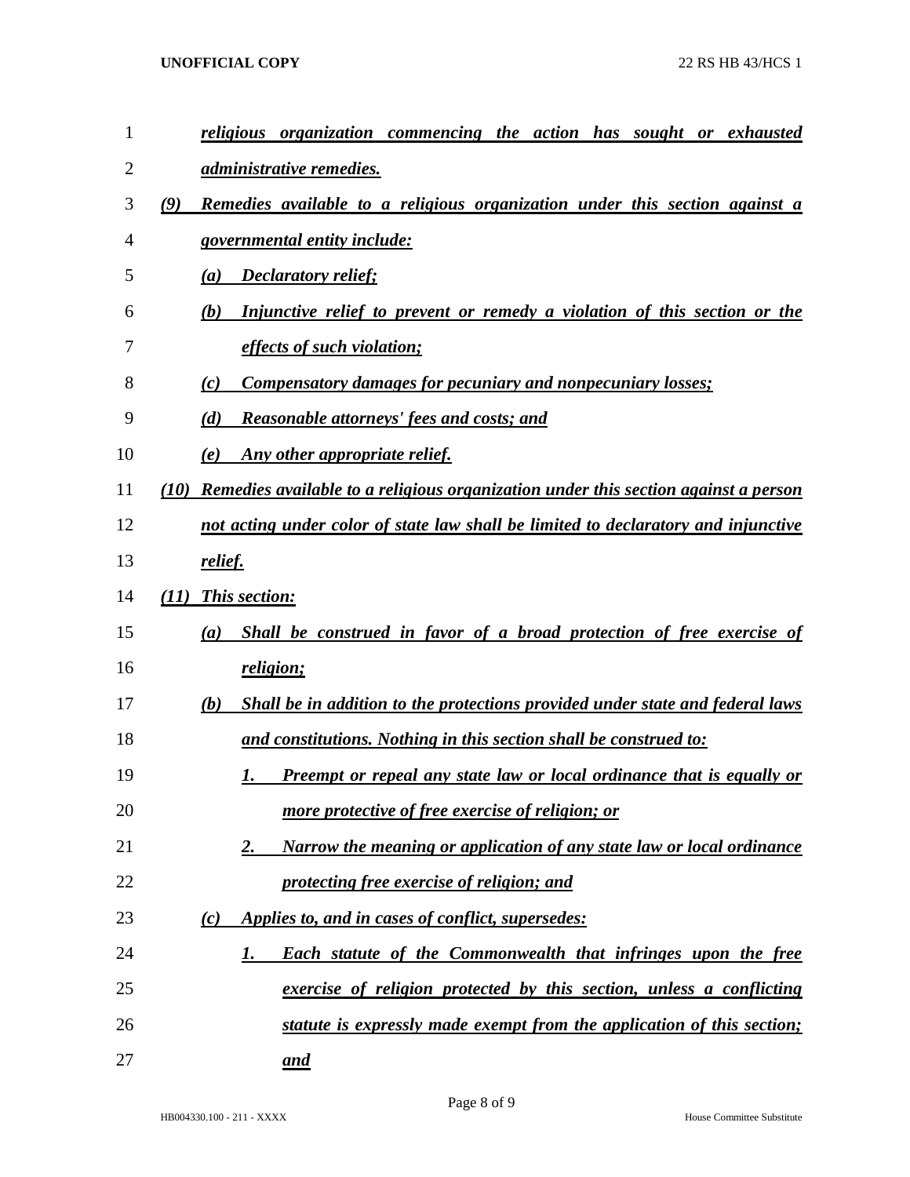*religious organization commencing the action has sought or exhausted administrative remedies.*

*(9) Remedies available to a religious organization under this section against a governmental entity include:*

*(a) Declaratory relief;*

*(b) Injunctive relief to prevent or remedy a violation of this section or the effects of such violation;*

*(c) Compensatory damages for pecuniary and nonpecuniary losses;*

*(d) Reasonable attorneys' fees and costs; and*

*(e) Any other appropriate relief.*

*(10) Remedies available to a religious organization under this section against a person not acting under color of state law shall be limited to declaratory and injunctive relief.*

*(11) This section:*

*(a) Shall be construed in favor of a broad protection of free exercise of religion;*

*(b) Shall be in addition to the protections provided under state and federal laws and constitutions. Nothing in this section shall be construed to:*

*1. Preempt or repeal any state law or local ordinance that is equally or more protective of free exercise of religion; or*

*2. Narrow the meaning or application of any state law or local ordinance protecting free exercise of religion; and*

*(c) Applies to, and in cases of conflict, supersedes:*

*1. Each statute of the Commonwealth that infringes upon the free exercise of religion protected by this section, unless a conflicting statute is expressly made exempt from the application of this section; and*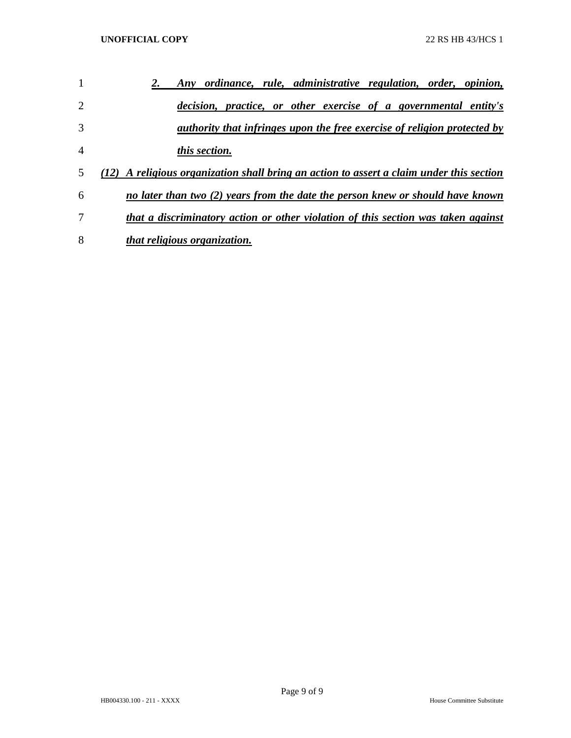*2. Any ordinance, rule, administrative regulation, order, opinion, decision, practice, or other exercise of a governmental entity's authority that infringes upon the free exercise of religion protected by this section.*

*(12) A religious organization shall bring an action to assert a claim under this section no later than two (2) years from the date the person knew or should have known that a discriminatory action or other violation of this section was taken against that religious organization.*